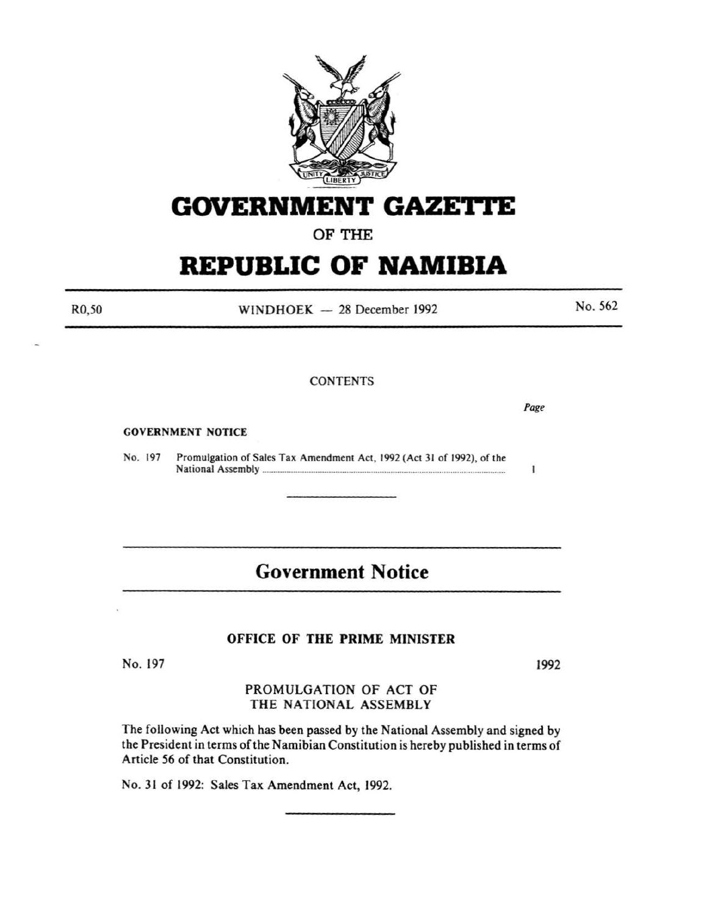# GOVERNMENT GAZETTE

OF THE

# REPUBLIC OF NAMIBIA

R0,50 WINDHOEK — 28 December 1992 No. 562

CONTENTS

| | | Page |
|---|---|---|
| **GOVERNMENT NOTICE** | | |
| No. 197 | Promulgation of Sales Tax Amendment Act, 1992 (Act 31 of 1992), of the National Assembly | 1 |

## Government Notice

### OFFICE OF THE PRIME MINISTER

No. 197 1992

PROMULGATION OF ACT OF THE NATIONAL ASSEMBLY

The following Act which has been passed by the National Assembly and signed by the President in terms of the Namibian Constitution is hereby published in terms of Article 56 of that Constitution.

No. 31 of 1992: Sales Tax Amendment Act, 1992.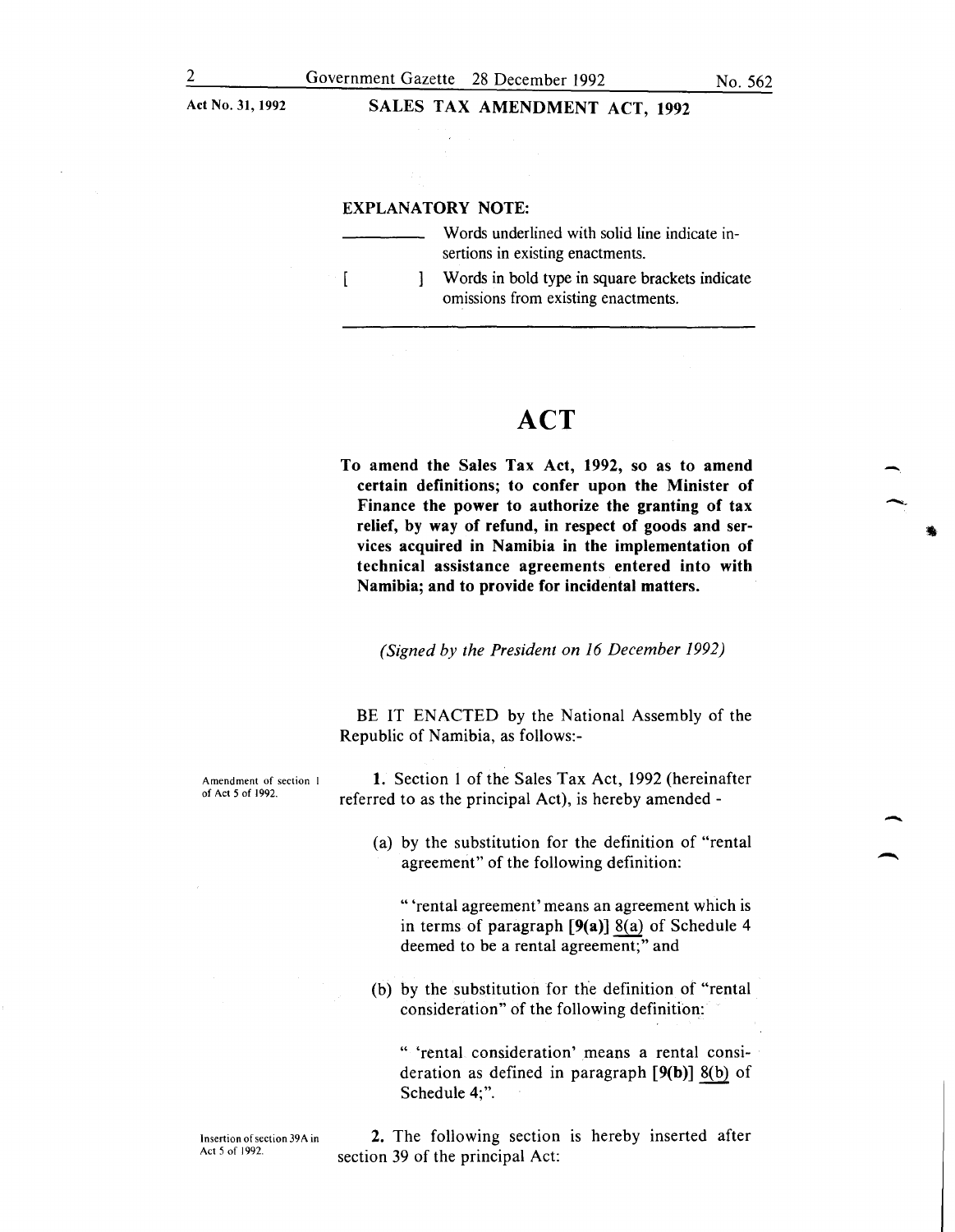Act No. 31, 1992

**SALES TAX AMENDMENT ACT, 1992**

**EXPLANATORY NOTE:**

| | |
|---|---|
| ________ | Words underlined with solid line indicate insertions in existing enactments. |
| [ ] | Words in bold type in square brackets indicate omissions from existing enactments. |

# ACT

**To amend the Sales Tax Act, 1992, so as to amend certain definitions; to confer upon the Minister of Finance the power to authorize the granting of tax relief, by way of refund, in respect of goods and services acquired in Namibia in the implementation of technical assistance agreements entered into with Namibia; and to provide for incidental matters.**

*(Signed by the President on 16 December 1992)*

BE IT ENACTED by the National Assembly of the Republic of Namibia, as follows:-

*Amendment of section 1 of Act 5 of 1992.*

**1.** Section 1 of the Sales Tax Act, 1992 (hereinafter referred to as the principal Act), is hereby amended -

(a) by the substitution for the definition of "rental agreement" of the following definition:

" 'rental agreement' means an agreement which is in terms of paragraph **[9(a)]** <u>8(a)</u> of Schedule 4 deemed to be a rental agreement;" and

(b) by the substitution for the definition of "rental consideration" of the following definition:

" 'rental consideration' means a rental consideration as defined in paragraph **[9(b)]** <u>8(b)</u> of Schedule 4;".

*Insertion of section 39A in Act 5 of 1992.*

**2.** The following section is hereby inserted after section 39 of the principal Act: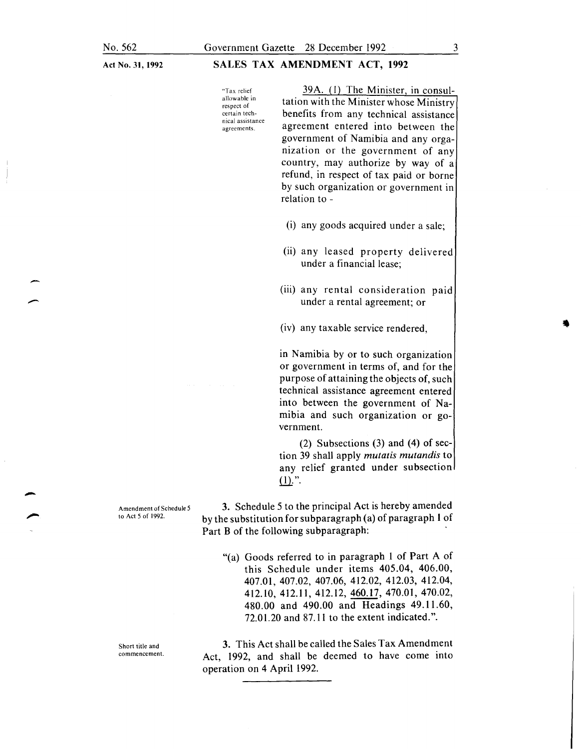"Tax relief allowable in respect of certain technical assistance agreements.

39A. (1) The Minister, in consultation with the Minister whose Ministry benefits from any technical assistance agreement entered into between the government of Namibia and any organization or the government of any country, may authorize by way of a refund, in respect of tax paid or borne by such organization or government in relation to -

(i) any goods acquired under a sale;

(ii) any leased property delivered under a financial lease;

(iii) any rental consideration paid under a rental agreement; or

(iv) any taxable service rendered,

in Namibia by or to such organization or government in terms of, and for the purpose of attaining the objects of, such technical assistance agreement entered into between the government of Namibia and such organization or government.

(2) Subsections (3) and (4) of section 39 shall apply *mutatis mutandis* to any relief granted under subsection (1).".

Amendment of Schedule 5 to Act 5 of 1992.

3. Schedule 5 to the principal Act is hereby amended by the substitution for subparagraph (a) of paragraph 1 of Part B of the following subparagraph:

"(a) Goods referred to in paragraph 1 of Part A of this Schedule under items 405.04, 406.00, 407.01, 407.02, 407.06, 412.02, 412.03, 412.04, 412.10, 412.11, 412.12, 460.17, 470.01, 470.02, 480.00 and 490.00 and Headings 49.11.60, 72.01.20 and 87.11 to the extent indicated.".

Short title and commencement.

3. This Act shall be called the Sales Tax Amendment Act, 1992, and shall be deemed to have come into operation on 4 April 1992.